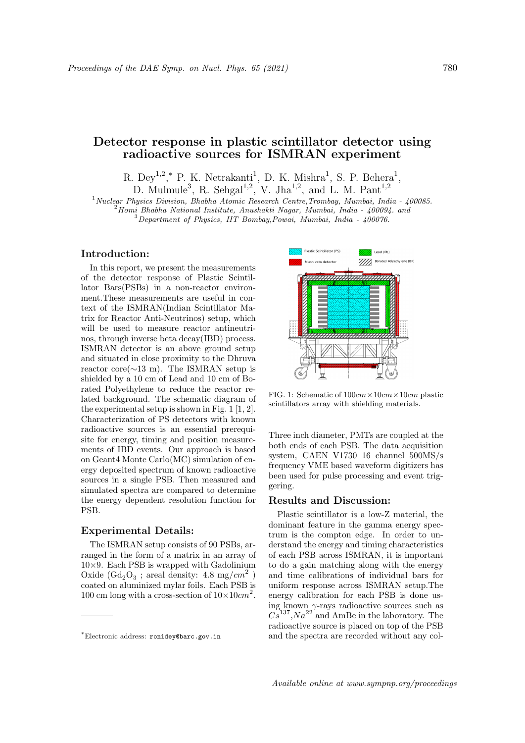# Detector response in plastic scintillator detector using radioactive sources for ISMRAN experiment

R. Dey[1,2,*] P. K. Netrakanti[1], D. K. Mishra[1], S. P. Behera[1], D. Mulmule[3], R. Sehgal[1,2], V. Jha[1,2], and L. M. Pant[1,2]

[1] *Nuclear Physics Division, Bhabha Atomic Research Centre, Trombay, Mumbai, India - 400085.*
[2] *Homi Bhabha National Institute, Anushakti Nagar, Mumbai, India - 400094. and*
[3] *Department of Physics, IIT Bombay, Powai, Mumbai, India - 400076.*

## Introduction:

In this report, we present the measurements of the detector response of Plastic Scintillator Bars(PSBs) in a non-reactor environment. These measurements are useful in context of the ISMRAN(Indian Scintillator Matrix for Reactor Anti-Neutrinos) setup, which will be used to measure reactor antineutrinos, through inverse beta decay(IBD) process. ISMRAN detector is an above ground setup and situated in close proximity to the Dhruva reactor core($\sim$13 m). The ISMRAN setup is shielded by a 10 cm of Lead and 10 cm of Borated Polyethylene to reduce the reactor related background. The schematic diagram of the experimental setup is shown in Fig. 1 [1, 2]. Characterization of PS detectors with known radioactive sources is an essential prerequisite for energy, timing and position measurements of IBD events. Our approach is based on Geant4 Monte Carlo(MC) simulation of energy deposited spectrum of known radioactive sources in a single PSB. Then measured and simulated spectra are compared to determine the energy dependent resolution function for PSB.

## Experimental Details:

The ISMRAN setup consists of 90 PSBs, arranged in the form of a matrix in an array of $10\times9$. Each PSB is wrapped with Gadolinium Oxide ($Gd_2O_3$ ; areal density: 4.8 mg/$cm^2$ ) coated on aluminized mylar foils. Each PSB is 100 cm long with a cross-section of $10\times10 cm^2$.

FIG. 1: Schematic of $100cm\times10cm\times10cm$ plastic scintillators array with shielding materials.

Three inch diameter, PMTs are coupled at the both ends of each PSB. The data acquisition system, CAEN V1730 16 channel 500MS/s frequency VME based waveform digitizers has been used for pulse processing and event triggering.

## Results and Discussion:

Plastic scintillator is a low-Z material, the dominant feature in the gamma energy spectrum is the compton edge. In order to understand the energy and timing characteristics of each PSB across ISMRAN, it is important to do a gain matching along with the energy and time calibrations of individual bars for uniform response across ISMRAN setup. The energy calibration for each PSB is done using known $\gamma$-rays radioactive sources such as $Cs^{137}$,$Na^{22}$ and AmBe in the laboratory. The radioactive source is placed on top of the PSB and the spectra are recorded without any col-

*Electronic address: ronidey@barc.gov.in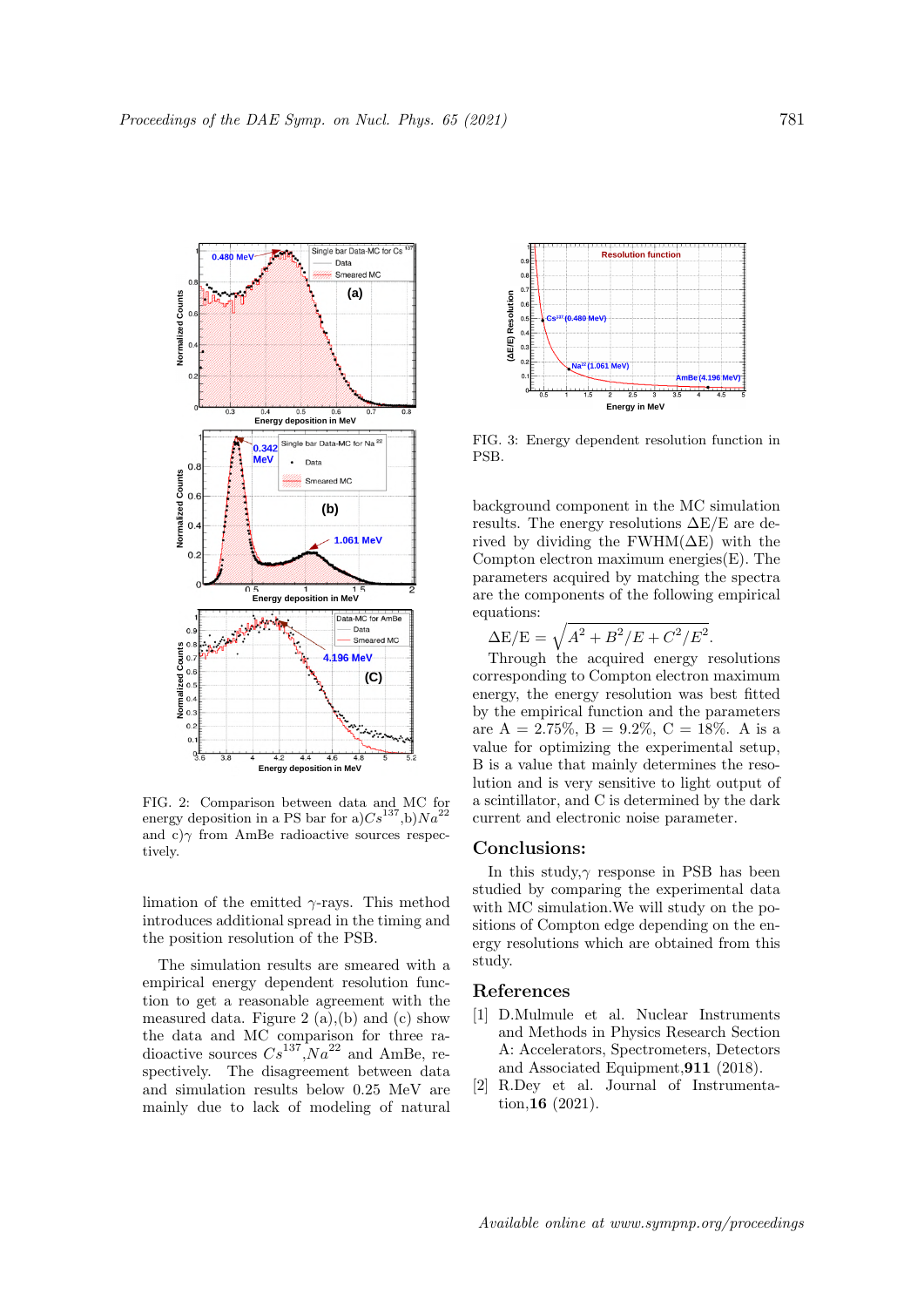Single bar Data-MC for $Cs^{137}$

Data

Smeared MC

0.480 MeV

(a)

Normalized Counts

Energy deposition in MeV

Single bar Data-MC for $Na^{22}$

Data

Smeared MC

0.342 MeV

1.061 MeV

(b)

Normalized Counts

Energy deposition in MeV

Data-MC for AmBe

Data

Smeared MC

4.196 MeV

(C)

Normalized Counts

Energy deposition in MeV

FIG. 2: Comparison between data and MC for energy deposition in a PS bar for a)$Cs^{137}$,b)$Na^{22}$ and c)$\gamma$ from AmBe radioactive sources respectively.

limation of the emitted $\gamma$-rays. This method introduces additional spread in the timing and the position resolution of the PSB.

The simulation results are smeared with a empirical energy dependent resolution function to get a reasonable agreement with the measured data. Figure 2 (a),(b) and (c) show the data and MC comparison for three radioactive sources $Cs^{137}$,$Na^{22}$ and AmBe, respectively. The disagreement between data and simulation results below 0.25 MeV are mainly due to lack of modeling of natural

Resolution function

$Cs^{137}$(0.480 MeV)

$Na^{22}$(1.061 MeV)

AmBe(4.196 MeV)

($\Delta$E/E) Resolution

Energy in MeV

FIG. 3: Energy dependent resolution function in PSB.

background component in the MC simulation results. The energy resolutions $\Delta$E/E are derived by dividing the FWHM($\Delta$E) with the Compton electron maximum energies(E). The parameters acquired by matching the spectra are the components of the following empirical equations:

$$\Delta E/E = \sqrt{A^2 + B^2/E + C^2/E^2}.$$

Through the acquired energy resolutions corresponding to Compton electron maximum energy, the energy resolution was best fitted by the empirical function and the parameters are A = 2.75%, B = 9.2%, C = 18%. A is a value for optimizing the experimental setup, B is a value that mainly determines the resolution and is very sensitive to light output of a scintillator, and C is determined by the dark current and electronic noise parameter.

## Conclusions:

In this study,$\gamma$ response in PSB has been studied by comparing the experimental data with MC simulation.We will study on the positions of Compton edge depending on the energy resolutions which are obtained from this study.

## References

[1] D.Mulmule et al. Nuclear Instruments and Methods in Physics Research Section A: Accelerators, Spectrometers, Detectors and Associated Equipment,**911** (2018).

[2] R.Dey et al. Journal of Instrumentation,**16** (2021).